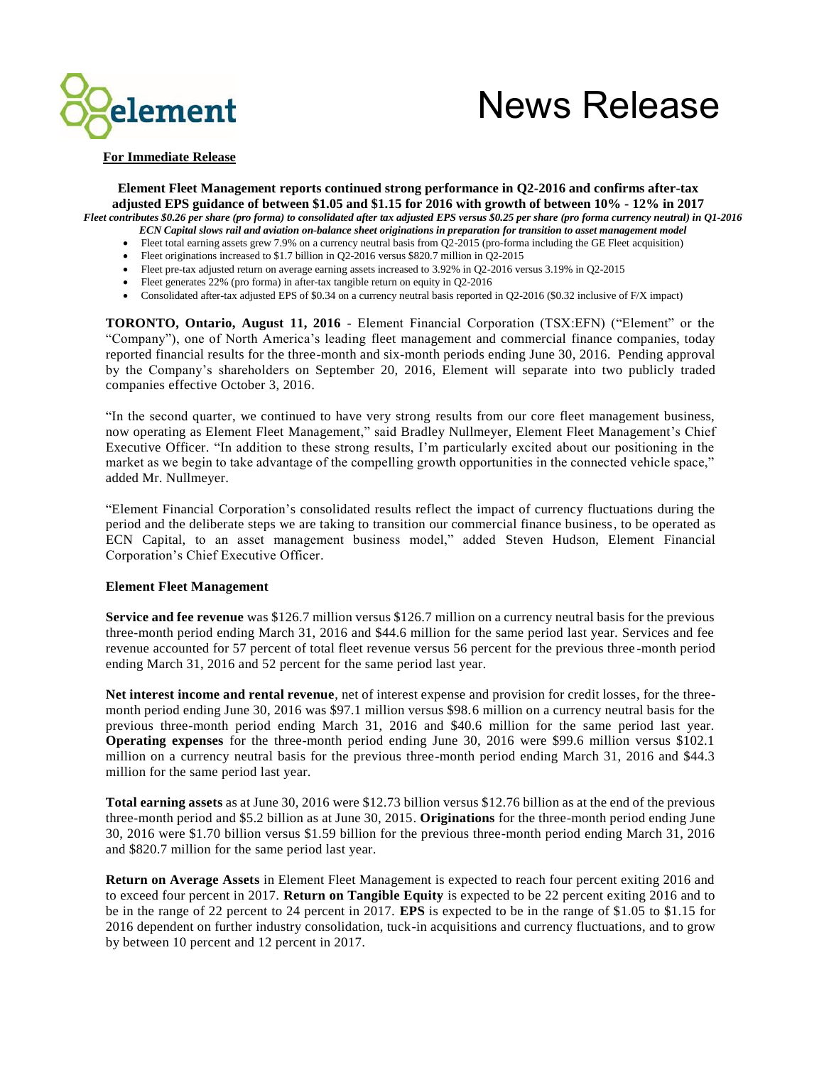# News Release

**For Immediate Release**

**Element Fleet Management reports continued strong performance in Q2-2016 and confirms after-tax adjusted EPS guidance of between $1.05 and $1.15 for 2016 with growth of between 10% - 12% in 2017**

***Fleet contributes $0.26 per share (pro forma) to consolidated after tax adjusted EPS versus $0.25 per share (pro forma currency neutral) in Q1-2016***

***ECN Capital slows rail and aviation on-balance sheet originations in preparation for transition to asset management model***

- Fleet total earning assets grew 7.9% on a currency neutral basis from Q2-2015 (pro-forma including the GE Fleet acquisition)
- Fleet originations increased to $1.7 billion in Q2-2016 versus $820.7 million in Q2-2015
- Fleet pre-tax adjusted return on average earning assets increased to 3.92% in Q2-2016 versus 3.19% in Q2-2015
- Fleet generates 22% (pro forma) in after-tax tangible return on equity in Q2-2016
- Consolidated after-tax adjusted EPS of $0.34 on a currency neutral basis reported in Q2-2016 ($0.32 inclusive of F/X impact)

**TORONTO, Ontario, August 11, 2016** - Element Financial Corporation (TSX:EFN) ("Element" or the "Company"), one of North America's leading fleet management and commercial finance companies, today reported financial results for the three-month and six-month periods ending June 30, 2016. Pending approval by the Company's shareholders on September 20, 2016, Element will separate into two publicly traded companies effective October 3, 2016.

"In the second quarter, we continued to have very strong results from our core fleet management business, now operating as Element Fleet Management," said Bradley Nullmeyer, Element Fleet Management's Chief Executive Officer. "In addition to these strong results, I'm particularly excited about our positioning in the market as we begin to take advantage of the compelling growth opportunities in the connected vehicle space," added Mr. Nullmeyer.

"Element Financial Corporation's consolidated results reflect the impact of currency fluctuations during the period and the deliberate steps we are taking to transition our commercial finance business, to be operated as ECN Capital, to an asset management business model," added Steven Hudson, Element Financial Corporation's Chief Executive Officer.

## Element Fleet Management

**Service and fee revenue** was $126.7 million versus $126.7 million on a currency neutral basis for the previous three-month period ending March 31, 2016 and $44.6 million for the same period last year. Services and fee revenue accounted for 57 percent of total fleet revenue versus 56 percent for the previous three-month period ending March 31, 2016 and 52 percent for the same period last year.

**Net interest income and rental revenue**, net of interest expense and provision for credit losses, for the three-month period ending June 30, 2016 was $97.1 million versus $98.6 million on a currency neutral basis for the previous three-month period ending March 31, 2016 and $40.6 million for the same period last year. **Operating expenses** for the three-month period ending June 30, 2016 were $99.6 million versus $102.1 million on a currency neutral basis for the previous three-month period ending March 31, 2016 and $44.3 million for the same period last year.

**Total earning assets** as at June 30, 2016 were $12.73 billion versus $12.76 billion as at the end of the previous three-month period and $5.2 billion as at June 30, 2015. **Originations** for the three-month period ending June 30, 2016 were $1.70 billion versus $1.59 billion for the previous three-month period ending March 31, 2016 and $820.7 million for the same period last year.

**Return on Average Assets** in Element Fleet Management is expected to reach four percent exiting 2016 and to exceed four percent in 2017. **Return on Tangible Equity** is expected to be 22 percent exiting 2016 and to be in the range of 22 percent to 24 percent in 2017. **EPS** is expected to be in the range of $1.05 to $1.15 for 2016 dependent on further industry consolidation, tuck-in acquisitions and currency fluctuations, and to grow by between 10 percent and 12 percent in 2017.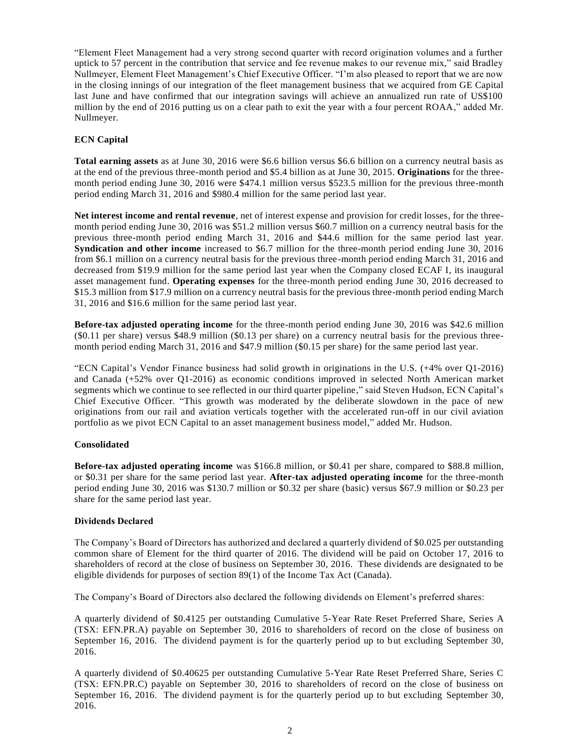"Element Fleet Management had a very strong second quarter with record origination volumes and a further uptick to 57 percent in the contribution that service and fee revenue makes to our revenue mix," said Bradley Nullmeyer, Element Fleet Management's Chief Executive Officer. "I'm also pleased to report that we are now in the closing innings of our integration of the fleet management business that we acquired from GE Capital last June and have confirmed that our integration savings will achieve an annualized run rate of US$100 million by the end of 2016 putting us on a clear path to exit the year with a four percent ROAA," added Mr. Nullmeyer.

**ECN Capital**

**Total earning assets** as at June 30, 2016 were $6.6 billion versus $6.6 billion on a currency neutral basis as at the end of the previous three-month period and $5.4 billion as at June 30, 2015. **Originations** for the three-month period ending June 30, 2016 were $474.1 million versus $523.5 million for the previous three-month period ending March 31, 2016 and $980.4 million for the same period last year.

**Net interest income and rental revenue**, net of interest expense and provision for credit losses, for the three-month period ending June 30, 2016 was $51.2 million versus $60.7 million on a currency neutral basis for the previous three-month period ending March 31, 2016 and $44.6 million for the same period last year. **Syndication and other income** increased to $6.7 million for the three-month period ending June 30, 2016 from $6.1 million on a currency neutral basis for the previous three-month period ending March 31, 2016 and decreased from $19.9 million for the same period last year when the Company closed ECAF I, its inaugural asset management fund. **Operating expenses** for the three-month period ending June 30, 2016 decreased to $15.3 million from $17.9 million on a currency neutral basis for the previous three-month period ending March 31, 2016 and $16.6 million for the same period last year.

**Before-tax adjusted operating income** for the three-month period ending June 30, 2016 was $42.6 million ($0.11 per share) versus $48.9 million ($0.13 per share) on a currency neutral basis for the previous three-month period ending March 31, 2016 and $47.9 million ($0.15 per share) for the same period last year.

"ECN Capital's Vendor Finance business had solid growth in originations in the U.S. (+4% over Q1-2016) and Canada (+52% over Q1-2016) as economic conditions improved in selected North American market segments which we continue to see reflected in our third quarter pipeline," said Steven Hudson, ECN Capital's Chief Executive Officer. "This growth was moderated by the deliberate slowdown in the pace of new originations from our rail and aviation verticals together with the accelerated run-off in our civil aviation portfolio as we pivot ECN Capital to an asset management business model," added Mr. Hudson.

**Consolidated**

**Before-tax adjusted operating income** was $166.8 million, or $0.41 per share, compared to $88.8 million, or $0.31 per share for the same period last year. **After-tax adjusted operating income** for the three-month period ending June 30, 2016 was $130.7 million or $0.32 per share (basic) versus $67.9 million or $0.23 per share for the same period last year.

**Dividends Declared**

The Company's Board of Directors has authorized and declared a quarterly dividend of $0.025 per outstanding common share of Element for the third quarter of 2016. The dividend will be paid on October 17, 2016 to shareholders of record at the close of business on September 30, 2016. These dividends are designated to be eligible dividends for purposes of section 89(1) of the Income Tax Act (Canada).

The Company's Board of Directors also declared the following dividends on Element's preferred shares:

A quarterly dividend of $0.4125 per outstanding Cumulative 5-Year Rate Reset Preferred Share, Series A (TSX: EFN.PR.A) payable on September 30, 2016 to shareholders of record on the close of business on September 16, 2016. The dividend payment is for the quarterly period up to but excluding September 30, 2016.

A quarterly dividend of $0.40625 per outstanding Cumulative 5-Year Rate Reset Preferred Share, Series C (TSX: EFN.PR.C) payable on September 30, 2016 to shareholders of record on the close of business on September 16, 2016. The dividend payment is for the quarterly period up to but excluding September 30, 2016.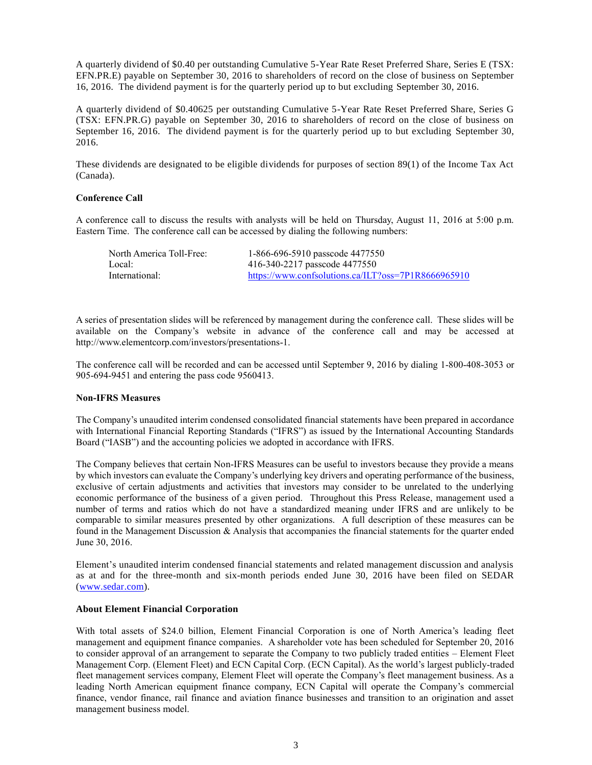A quarterly dividend of $0.40 per outstanding Cumulative 5-Year Rate Reset Preferred Share, Series E (TSX: EFN.PR.E) payable on September 30, 2016 to shareholders of record on the close of business on September 16, 2016. The dividend payment is for the quarterly period up to but excluding September 30, 2016.

A quarterly dividend of $0.40625 per outstanding Cumulative 5-Year Rate Reset Preferred Share, Series G (TSX: EFN.PR.G) payable on September 30, 2016 to shareholders of record on the close of business on September 16, 2016. The dividend payment is for the quarterly period up to but excluding September 30, 2016.

These dividends are designated to be eligible dividends for purposes of section 89(1) of the Income Tax Act (Canada).

**Conference Call**

A conference call to discuss the results with analysts will be held on Thursday, August 11, 2016 at 5:00 p.m. Eastern Time. The conference call can be accessed by dialing the following numbers:

| | |
|---|---|
| North America Toll-Free: | 1-866-696-5910 passcode 4477550 |
| Local: | 416-340-2217 passcode 4477550 |
| International: | https://www.confsolutions.ca/ILT?oss=7P1R8666965910 |

A series of presentation slides will be referenced by management during the conference call. These slides will be available on the Company's website in advance of the conference call and may be accessed at http://www.elementcorp.com/investors/presentations-1.

The conference call will be recorded and can be accessed until September 9, 2016 by dialing 1-800-408-3053 or 905-694-9451 and entering the pass code 9560413.

**Non-IFRS Measures**

The Company's unaudited interim condensed consolidated financial statements have been prepared in accordance with International Financial Reporting Standards ("IFRS") as issued by the International Accounting Standards Board ("IASB") and the accounting policies we adopted in accordance with IFRS.

The Company believes that certain Non-IFRS Measures can be useful to investors because they provide a means by which investors can evaluate the Company's underlying key drivers and operating performance of the business, exclusive of certain adjustments and activities that investors may consider to be unrelated to the underlying economic performance of the business of a given period. Throughout this Press Release, management used a number of terms and ratios which do not have a standardized meaning under IFRS and are unlikely to be comparable to similar measures presented by other organizations. A full description of these measures can be found in the Management Discussion & Analysis that accompanies the financial statements for the quarter ended June 30, 2016.

Element's unaudited interim condensed financial statements and related management discussion and analysis as at and for the three-month and six-month periods ended June 30, 2016 have been filed on SEDAR (www.sedar.com).

**About Element Financial Corporation**

With total assets of $24.0 billion, Element Financial Corporation is one of North America's leading fleet management and equipment finance companies. A shareholder vote has been scheduled for September 20, 2016 to consider approval of an arrangement to separate the Company to two publicly traded entities – Element Fleet Management Corp. (Element Fleet) and ECN Capital Corp. (ECN Capital). As the world's largest publicly-traded fleet management services company, Element Fleet will operate the Company's fleet management business. As a leading North American equipment finance company, ECN Capital will operate the Company's commercial finance, vendor finance, rail finance and aviation finance businesses and transition to an origination and asset management business model.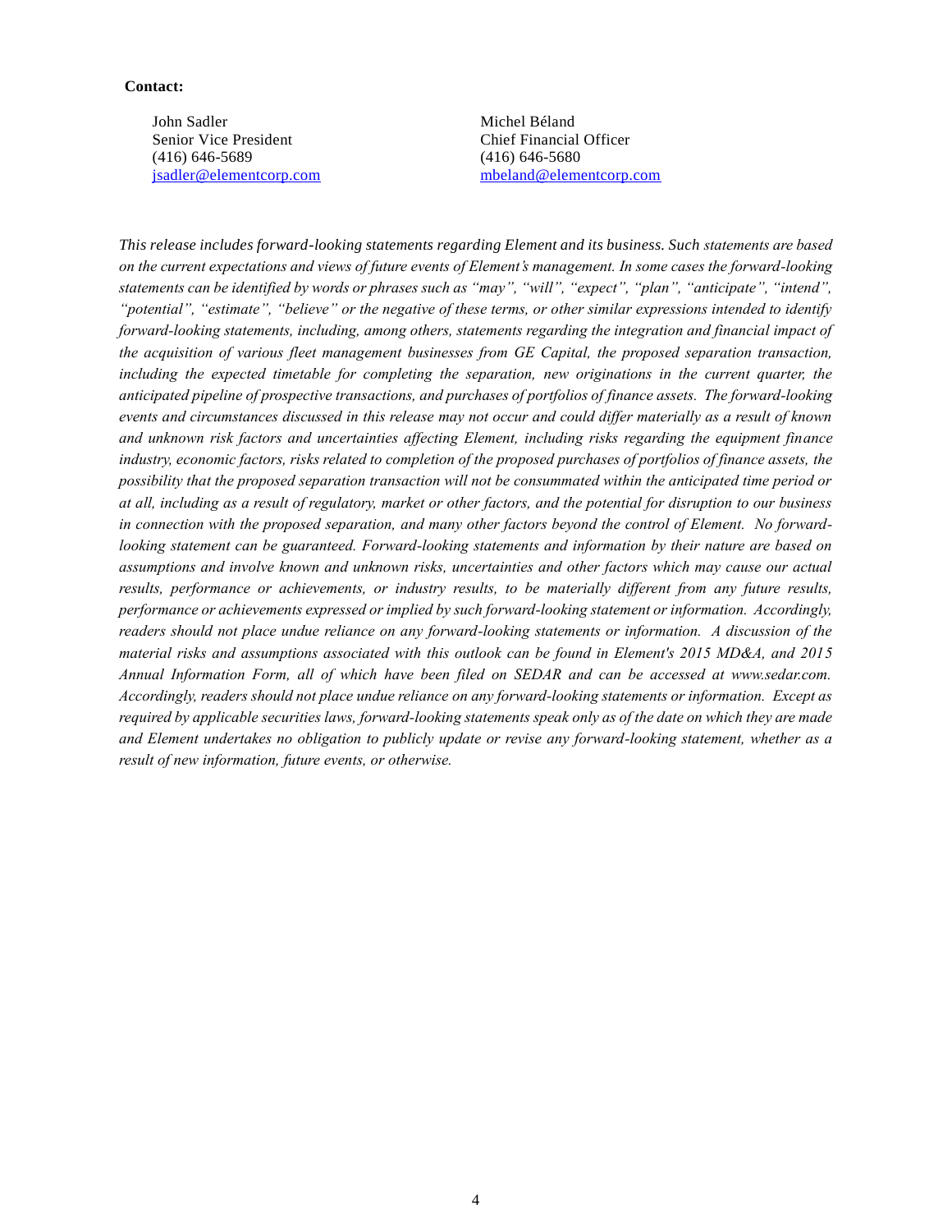**Contact:**

John Sadler
Senior Vice President
(416) 646-5689
jsadler@elementcorp.com

Michel Béland
Chief Financial Officer
(416) 646-5680
mbeland@elementcorp.com

*This release includes forward-looking statements regarding Element and its business. Such statements are based on the current expectations and views of future events of Element's management. In some cases the forward-looking statements can be identified by words or phrases such as "may", "will", "expect", "plan", "anticipate", "intend", "potential", "estimate", "believe" or the negative of these terms, or other similar expressions intended to identify forward-looking statements, including, among others, statements regarding the integration and financial impact of the acquisition of various fleet management businesses from GE Capital, the proposed separation transaction, including the expected timetable for completing the separation, new originations in the current quarter, the anticipated pipeline of prospective transactions, and purchases of portfolios of finance assets. The forward-looking events and circumstances discussed in this release may not occur and could differ materially as a result of known and unknown risk factors and uncertainties affecting Element, including risks regarding the equipment finance industry, economic factors, risks related to completion of the proposed purchases of portfolios of finance assets, the possibility that the proposed separation transaction will not be consummated within the anticipated time period or at all, including as a result of regulatory, market or other factors, and the potential for disruption to our business in connection with the proposed separation, and many other factors beyond the control of Element. No forward-looking statement can be guaranteed. Forward-looking statements and information by their nature are based on assumptions and involve known and unknown risks, uncertainties and other factors which may cause our actual results, performance or achievements, or industry results, to be materially different from any future results, performance or achievements expressed or implied by such forward-looking statement or information. Accordingly, readers should not place undue reliance on any forward-looking statements or information. A discussion of the material risks and assumptions associated with this outlook can be found in Element's 2015 MD&A, and 2015 Annual Information Form, all of which have been filed on SEDAR and can be accessed at www.sedar.com. Accordingly, readers should not place undue reliance on any forward-looking statements or information. Except as required by applicable securities laws, forward-looking statements speak only as of the date on which they are made and Element undertakes no obligation to publicly update or revise any forward-looking statement, whether as a result of new information, future events, or otherwise.*